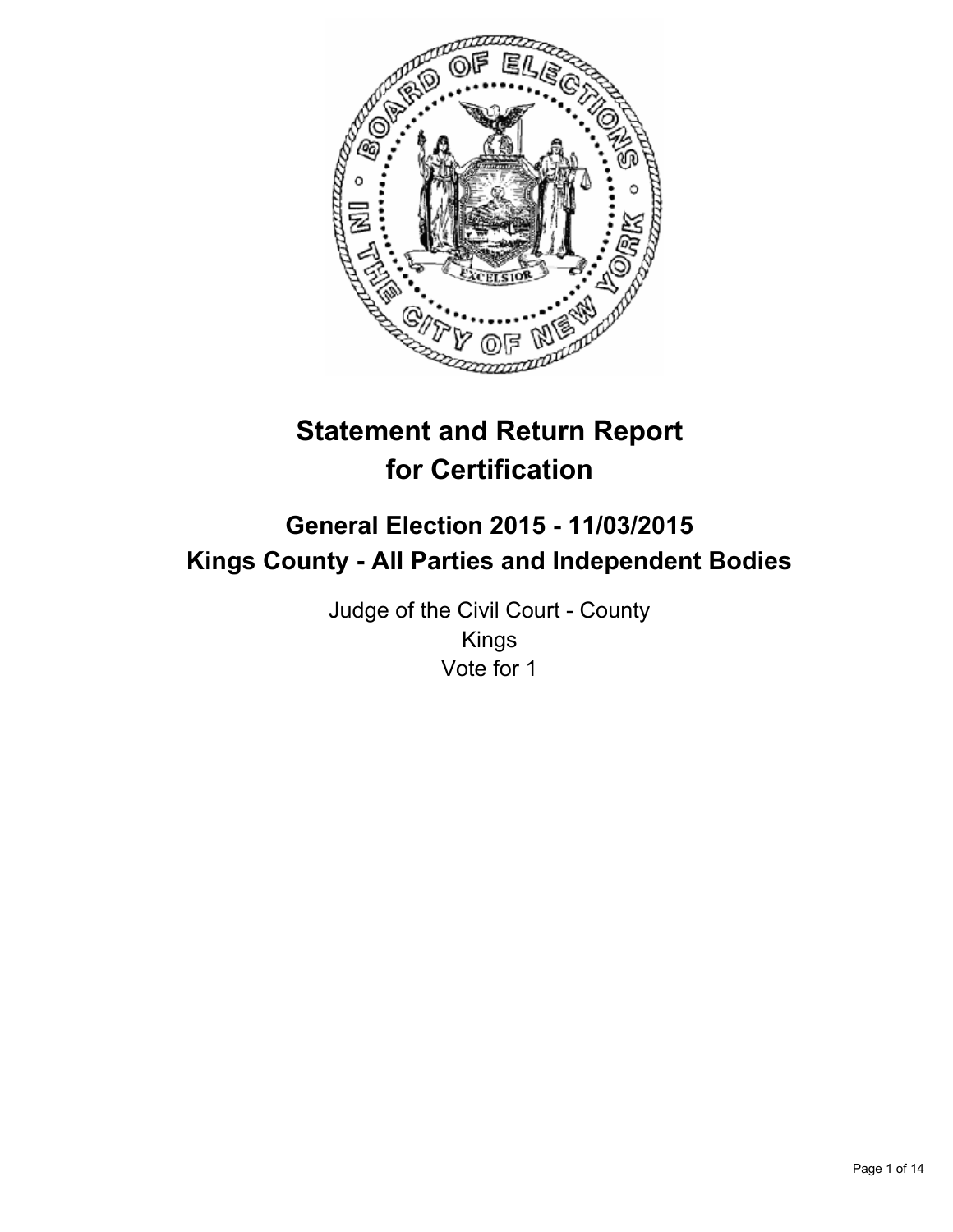# Statement and Return Report for Certification

## General Election 2015 - 11/03/2015
## Kings County - All Parties and Independent Bodies

Judge of the Civil Court - County
Kings
Vote for 1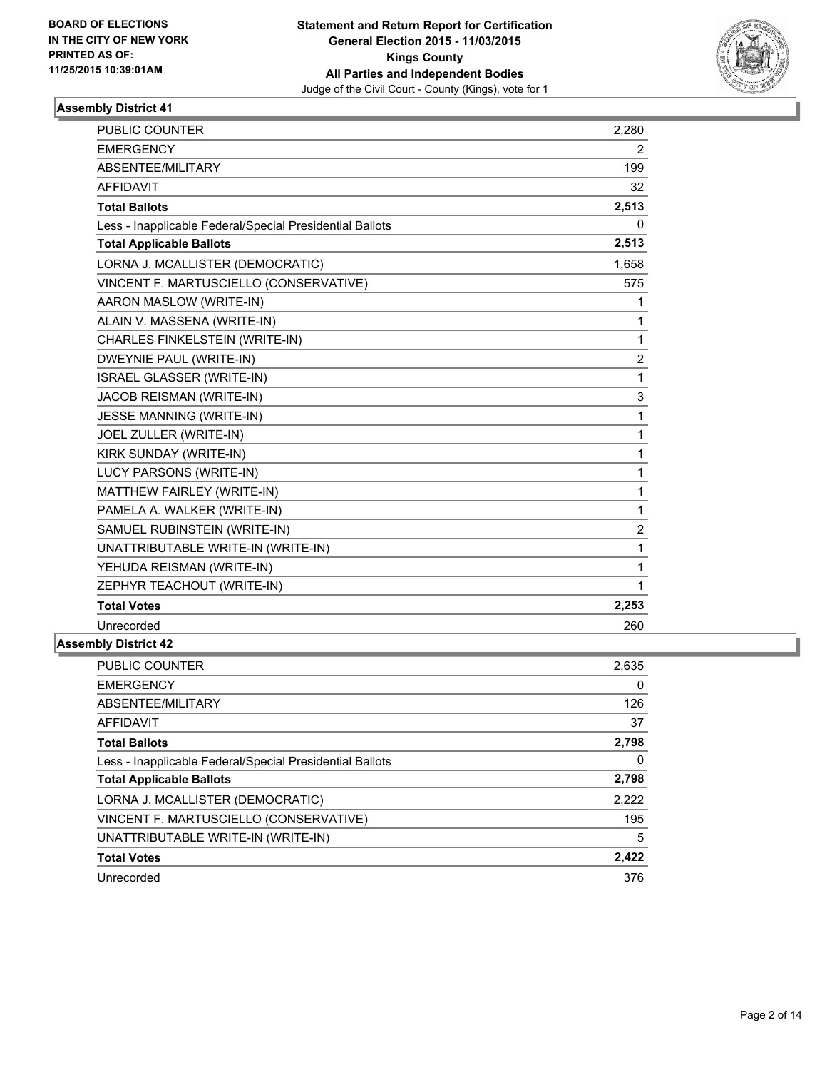**BOARD OF ELECTIONS IN THE CITY OF NEW YORK PRINTED AS OF: 11/25/2015 10:39:01AM**

**Statement and Return Report for Certification**
**General Election 2015 - 11/03/2015**
**Kings County**
**All Parties and Independent Bodies**
Judge of the Civil Court - County (Kings), vote for 1

### Assembly District 41

| | |
|---|---|
| PUBLIC COUNTER | 2,280 |
| EMERGENCY | 2 |
| ABSENTEE/MILITARY | 199 |
| AFFIDAVIT | 32 |
| **Total Ballots** | **2,513** |
| Less - Inapplicable Federal/Special Presidential Ballots | 0 |
| **Total Applicable Ballots** | **2,513** |
| LORNA J. MCALLISTER (DEMOCRATIC) | 1,658 |
| VINCENT F. MARTUSCIELLO (CONSERVATIVE) | 575 |
| AARON MASLOW (WRITE-IN) | 1 |
| ALAIN V. MASSENA (WRITE-IN) | 1 |
| CHARLES FINKELSTEIN (WRITE-IN) | 1 |
| DWEYNIE PAUL (WRITE-IN) | 2 |
| ISRAEL GLASSER (WRITE-IN) | 1 |
| JACOB REISMAN (WRITE-IN) | 3 |
| JESSE MANNING (WRITE-IN) | 1 |
| JOEL ZULLER (WRITE-IN) | 1 |
| KIRK SUNDAY (WRITE-IN) | 1 |
| LUCY PARSONS (WRITE-IN) | 1 |
| MATTHEW FAIRLEY (WRITE-IN) | 1 |
| PAMELA A. WALKER (WRITE-IN) | 1 |
| SAMUEL RUBINSTEIN (WRITE-IN) | 2 |
| UNATTRIBUTABLE WRITE-IN (WRITE-IN) | 1 |
| YEHUDA REISMAN (WRITE-IN) | 1 |
| ZEPHYR TEACHOUT (WRITE-IN) | 1 |
| **Total Votes** | **2,253** |
| Unrecorded | 260 |

### Assembly District 42

| | |
|---|---|
| PUBLIC COUNTER | 2,635 |
| EMERGENCY | 0 |
| ABSENTEE/MILITARY | 126 |
| AFFIDAVIT | 37 |
| **Total Ballots** | **2,798** |
| Less - Inapplicable Federal/Special Presidential Ballots | 0 |
| **Total Applicable Ballots** | **2,798** |
| LORNA J. MCALLISTER (DEMOCRATIC) | 2,222 |
| VINCENT F. MARTUSCIELLO (CONSERVATIVE) | 195 |
| UNATTRIBUTABLE WRITE-IN (WRITE-IN) | 5 |
| **Total Votes** | **2,422** |
| Unrecorded | 376 |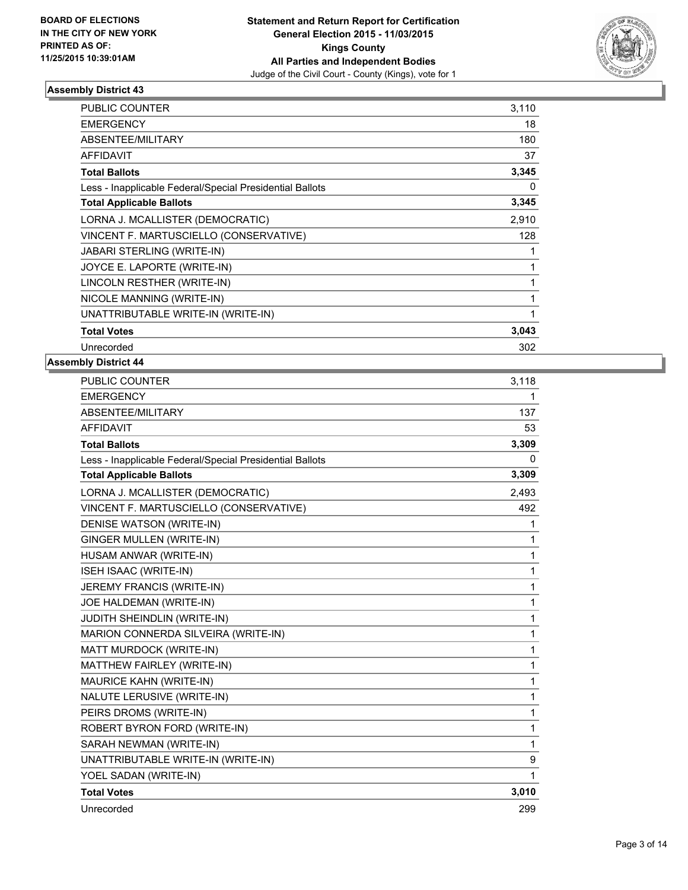**BOARD OF ELECTIONS IN THE CITY OF NEW YORK PRINTED AS OF: 11/25/2015 10:39:01AM**

**Statement and Return Report for Certification General Election 2015 - 11/03/2015 Kings County All Parties and Independent Bodies**

Judge of the Civil Court - County (Kings), vote for 1

### Assembly District 43

| | |
|---|---|
| PUBLIC COUNTER | 3,110 |
| EMERGENCY | 18 |
| ABSENTEE/MILITARY | 180 |
| AFFIDAVIT | 37 |
| **Total Ballots** | **3,345** |
| Less - Inapplicable Federal/Special Presidential Ballots | 0 |
| **Total Applicable Ballots** | **3,345** |
| LORNA J. MCALLISTER (DEMOCRATIC) | 2,910 |
| VINCENT F. MARTUSCIELLO (CONSERVATIVE) | 128 |
| JABARI STERLING (WRITE-IN) | 1 |
| JOYCE E. LAPORTE (WRITE-IN) | 1 |
| LINCOLN RESTHER (WRITE-IN) | 1 |
| NICOLE MANNING (WRITE-IN) | 1 |
| UNATTRIBUTABLE WRITE-IN (WRITE-IN) | 1 |
| **Total Votes** | **3,043** |
| Unrecorded | 302 |

### Assembly District 44

| | |
|---|---|
| PUBLIC COUNTER | 3,118 |
| EMERGENCY | 1 |
| ABSENTEE/MILITARY | 137 |
| AFFIDAVIT | 53 |
| **Total Ballots** | **3,309** |
| Less - Inapplicable Federal/Special Presidential Ballots | 0 |
| **Total Applicable Ballots** | **3,309** |
| LORNA J. MCALLISTER (DEMOCRATIC) | 2,493 |
| VINCENT F. MARTUSCIELLO (CONSERVATIVE) | 492 |
| DENISE WATSON (WRITE-IN) | 1 |
| GINGER MULLEN (WRITE-IN) | 1 |
| HUSAM ANWAR (WRITE-IN) | 1 |
| ISEH ISAAC (WRITE-IN) | 1 |
| JEREMY FRANCIS (WRITE-IN) | 1 |
| JOE HALDEMAN (WRITE-IN) | 1 |
| JUDITH SHEINDLIN (WRITE-IN) | 1 |
| MARION CONNERDA SILVEIRA (WRITE-IN) | 1 |
| MATT MURDOCK (WRITE-IN) | 1 |
| MATTHEW FAIRLEY (WRITE-IN) | 1 |
| MAURICE KAHN (WRITE-IN) | 1 |
| NALUTE LERUSIVE (WRITE-IN) | 1 |
| PEIRS DROMS (WRITE-IN) | 1 |
| ROBERT BYRON FORD (WRITE-IN) | 1 |
| SARAH NEWMAN (WRITE-IN) | 1 |
| UNATTRIBUTABLE WRITE-IN (WRITE-IN) | 9 |
| YOEL SADAN (WRITE-IN) | 1 |
| **Total Votes** | **3,010** |
| Unrecorded | 299 |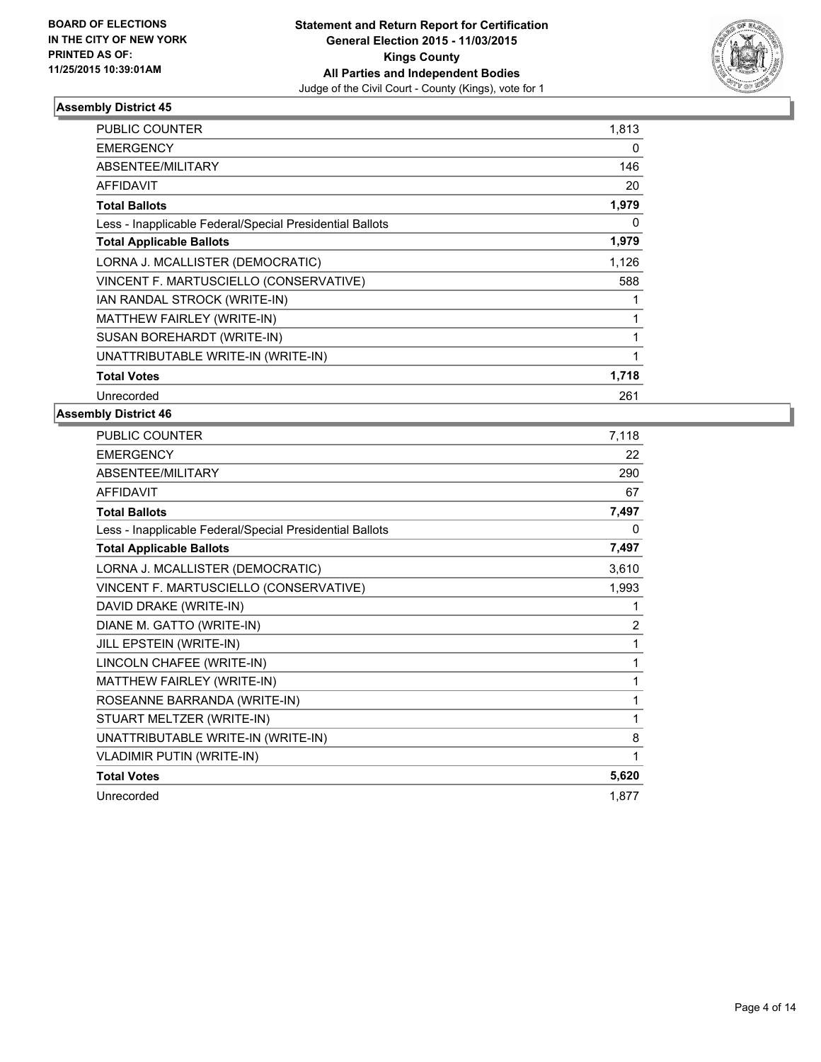BOARD OF ELECTIONS
IN THE CITY OF NEW YORK
PRINTED AS OF:
11/25/2015 10:39:01AM

**Statement and Return Report for Certification**
**General Election 2015 - 11/03/2015**
**Kings County**
**All Parties and Independent Bodies**
Judge of the Civil Court - County (Kings), vote for 1

### Assembly District 45

| | |
|---|---|
| PUBLIC COUNTER | 1,813 |
| EMERGENCY | 0 |
| ABSENTEE/MILITARY | 146 |
| AFFIDAVIT | 20 |
| **Total Ballots** | **1,979** |
| Less - Inapplicable Federal/Special Presidential Ballots | 0 |
| **Total Applicable Ballots** | **1,979** |
| LORNA J. MCALLISTER (DEMOCRATIC) | 1,126 |
| VINCENT F. MARTUSCIELLO (CONSERVATIVE) | 588 |
| IAN RANDAL STROCK (WRITE-IN) | 1 |
| MATTHEW FAIRLEY (WRITE-IN) | 1 |
| SUSAN BOREHARDT (WRITE-IN) | 1 |
| UNATTRIBUTABLE WRITE-IN (WRITE-IN) | 1 |
| **Total Votes** | **1,718** |
| Unrecorded | 261 |

### Assembly District 46

| | |
|---|---|
| PUBLIC COUNTER | 7,118 |
| EMERGENCY | 22 |
| ABSENTEE/MILITARY | 290 |
| AFFIDAVIT | 67 |
| **Total Ballots** | **7,497** |
| Less - Inapplicable Federal/Special Presidential Ballots | 0 |
| **Total Applicable Ballots** | **7,497** |
| LORNA J. MCALLISTER (DEMOCRATIC) | 3,610 |
| VINCENT F. MARTUSCIELLO (CONSERVATIVE) | 1,993 |
| DAVID DRAKE (WRITE-IN) | 1 |
| DIANE M. GATTO (WRITE-IN) | 2 |
| JILL EPSTEIN (WRITE-IN) | 1 |
| LINCOLN CHAFEE (WRITE-IN) | 1 |
| MATTHEW FAIRLEY (WRITE-IN) | 1 |
| ROSEANNE BARRANDA (WRITE-IN) | 1 |
| STUART MELTZER (WRITE-IN) | 1 |
| UNATTRIBUTABLE WRITE-IN (WRITE-IN) | 8 |
| VLADIMIR PUTIN (WRITE-IN) | 1 |
| **Total Votes** | **5,620** |
| Unrecorded | 1,877 |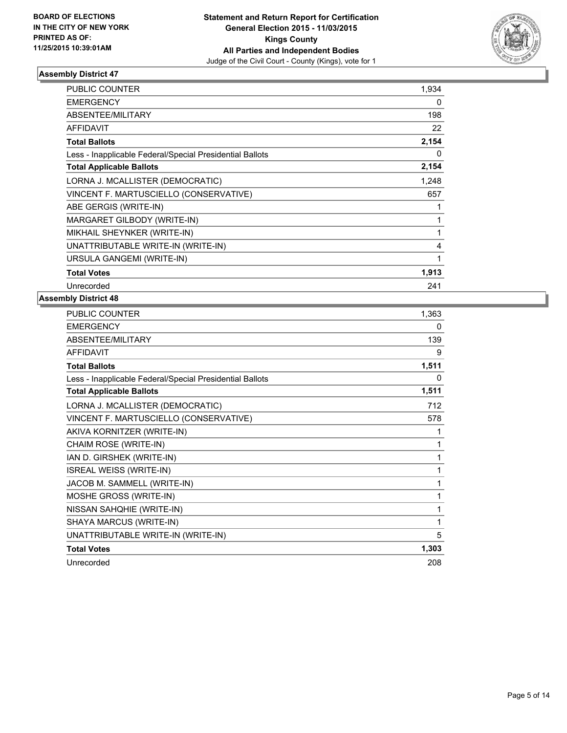**BOARD OF ELECTIONS IN THE CITY OF NEW YORK PRINTED AS OF: 11/25/2015 10:39:01AM**

**Statement and Return Report for Certification General Election 2015 - 11/03/2015 Kings County All Parties and Independent Bodies**

Judge of the Civil Court - County (Kings), vote for 1

## Assembly District 47

| | |
|---|---|
| PUBLIC COUNTER | 1,934 |
| EMERGENCY | 0 |
| ABSENTEE/MILITARY | 198 |
| AFFIDAVIT | 22 |
| **Total Ballots** | **2,154** |
| Less - Inapplicable Federal/Special Presidential Ballots | 0 |
| **Total Applicable Ballots** | **2,154** |
| LORNA J. MCALLISTER (DEMOCRATIC) | 1,248 |
| VINCENT F. MARTUSCIELLO (CONSERVATIVE) | 657 |
| ABE GERGIS (WRITE-IN) | 1 |
| MARGARET GILBODY (WRITE-IN) | 1 |
| MIKHAIL SHEYNKER (WRITE-IN) | 1 |
| UNATTRIBUTABLE WRITE-IN (WRITE-IN) | 4 |
| URSULA GANGEMI (WRITE-IN) | 1 |
| **Total Votes** | **1,913** |
| Unrecorded | 241 |

## Assembly District 48

| | |
|---|---|
| PUBLIC COUNTER | 1,363 |
| EMERGENCY | 0 |
| ABSENTEE/MILITARY | 139 |
| AFFIDAVIT | 9 |
| **Total Ballots** | **1,511** |
| Less - Inapplicable Federal/Special Presidential Ballots | 0 |
| **Total Applicable Ballots** | **1,511** |
| LORNA J. MCALLISTER (DEMOCRATIC) | 712 |
| VINCENT F. MARTUSCIELLO (CONSERVATIVE) | 578 |
| AKIVA KORNITZER (WRITE-IN) | 1 |
| CHAIM ROSE (WRITE-IN) | 1 |
| IAN D. GIRSHEK (WRITE-IN) | 1 |
| ISREAL WEISS (WRITE-IN) | 1 |
| JACOB M. SAMMELL (WRITE-IN) | 1 |
| MOSHE GROSS (WRITE-IN) | 1 |
| NISSAN SAHQHIE (WRITE-IN) | 1 |
| SHAYA MARCUS (WRITE-IN) | 1 |
| UNATTRIBUTABLE WRITE-IN (WRITE-IN) | 5 |
| **Total Votes** | **1,303** |
| Unrecorded | 208 |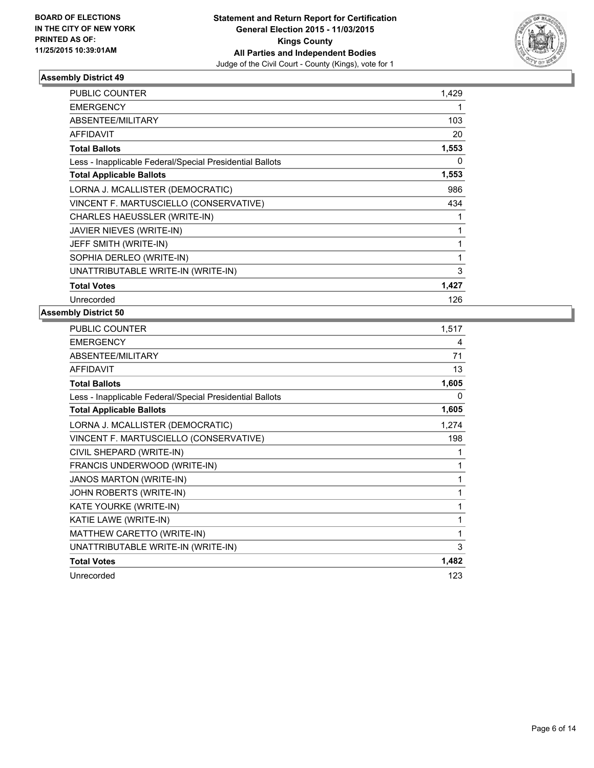**BOARD OF ELECTIONS IN THE CITY OF NEW YORK PRINTED AS OF: 11/25/2015 10:39:01AM**

**Statement and Return Report for Certification**
**General Election 2015 - 11/03/2015**
**Kings County**
**All Parties and Independent Bodies**
Judge of the Civil Court - County (Kings), vote for 1

### Assembly District 49

| | |
|---|---|
| PUBLIC COUNTER | 1,429 |
| EMERGENCY | 1 |
| ABSENTEE/MILITARY | 103 |
| AFFIDAVIT | 20 |
| **Total Ballots** | **1,553** |
| Less - Inapplicable Federal/Special Presidential Ballots | 0 |
| **Total Applicable Ballots** | **1,553** |
| LORNA J. MCALLISTER (DEMOCRATIC) | 986 |
| VINCENT F. MARTUSCIELLO (CONSERVATIVE) | 434 |
| CHARLES HAEUSSLER (WRITE-IN) | 1 |
| JAVIER NIEVES (WRITE-IN) | 1 |
| JEFF SMITH (WRITE-IN) | 1 |
| SOPHIA DERLEO (WRITE-IN) | 1 |
| UNATTRIBUTABLE WRITE-IN (WRITE-IN) | 3 |
| **Total Votes** | **1,427** |
| Unrecorded | 126 |

### Assembly District 50

| | |
|---|---|
| PUBLIC COUNTER | 1,517 |
| EMERGENCY | 4 |
| ABSENTEE/MILITARY | 71 |
| AFFIDAVIT | 13 |
| **Total Ballots** | **1,605** |
| Less - Inapplicable Federal/Special Presidential Ballots | 0 |
| **Total Applicable Ballots** | **1,605** |
| LORNA J. MCALLISTER (DEMOCRATIC) | 1,274 |
| VINCENT F. MARTUSCIELLO (CONSERVATIVE) | 198 |
| CIVIL SHEPARD (WRITE-IN) | 1 |
| FRANCIS UNDERWOOD (WRITE-IN) | 1 |
| JANOS MARTON (WRITE-IN) | 1 |
| JOHN ROBERTS (WRITE-IN) | 1 |
| KATE YOURKE (WRITE-IN) | 1 |
| KATIE LAWE (WRITE-IN) | 1 |
| MATTHEW CARETTO (WRITE-IN) | 1 |
| UNATTRIBUTABLE WRITE-IN (WRITE-IN) | 3 |
| **Total Votes** | **1,482** |
| Unrecorded | 123 |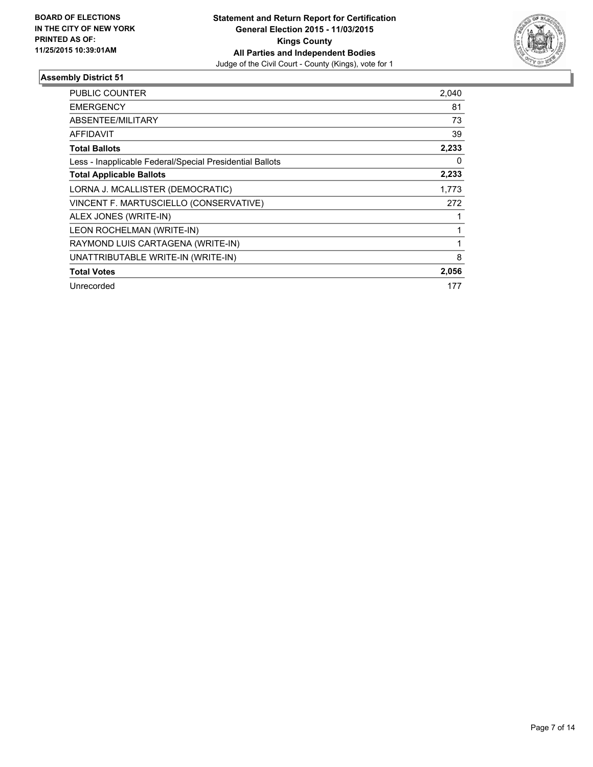**BOARD OF ELECTIONS IN THE CITY OF NEW YORK PRINTED AS OF: 11/25/2015 10:39:01AM**

**Statement and Return Report for Certification General Election 2015 - 11/03/2015 Kings County All Parties and Independent Bodies**
Judge of the Civil Court - County (Kings), vote for 1

## Assembly District 51

| | |
|---|---|
| PUBLIC COUNTER | 2,040 |
| EMERGENCY | 81 |
| ABSENTEE/MILITARY | 73 |
| AFFIDAVIT | 39 |
| **Total Ballots** | **2,233** |
| Less - Inapplicable Federal/Special Presidential Ballots | 0 |
| **Total Applicable Ballots** | **2,233** |
| LORNA J. MCALLISTER (DEMOCRATIC) | 1,773 |
| VINCENT F. MARTUSCIELLO (CONSERVATIVE) | 272 |
| ALEX JONES (WRITE-IN) | 1 |
| LEON ROCHELMAN (WRITE-IN) | 1 |
| RAYMOND LUIS CARTAGENA (WRITE-IN) | 1 |
| UNATTRIBUTABLE WRITE-IN (WRITE-IN) | 8 |
| **Total Votes** | **2,056** |
| Unrecorded | 177 |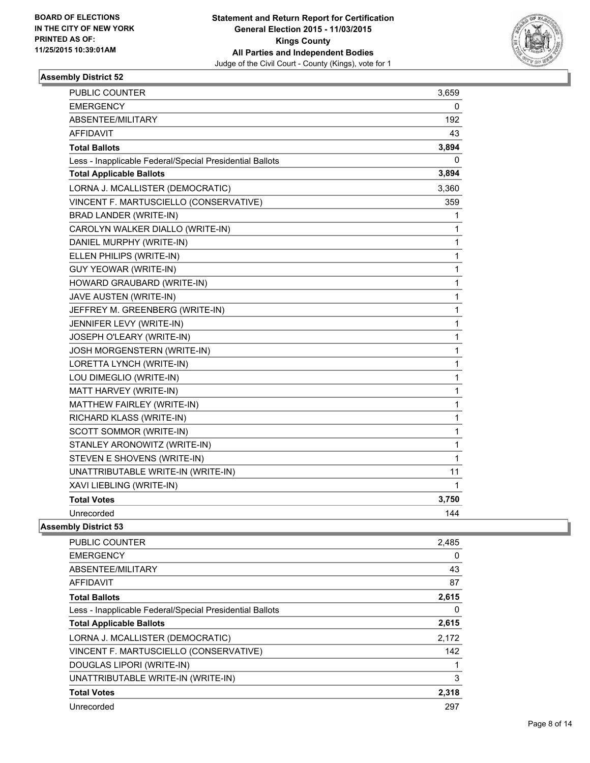**BOARD OF ELECTIONS IN THE CITY OF NEW YORK PRINTED AS OF: 11/25/2015 10:39:01AM**

**Statement and Return Report for Certification General Election 2015 - 11/03/2015 Kings County All Parties and Independent Bodies**

Judge of the Civil Court - County (Kings), vote for 1

### Assembly District 52

| | |
|---|---|
| PUBLIC COUNTER | 3,659 |
| EMERGENCY | 0 |
| ABSENTEE/MILITARY | 192 |
| AFFIDAVIT | 43 |
| **Total Ballots** | **3,894** |
| Less - Inapplicable Federal/Special Presidential Ballots | 0 |
| **Total Applicable Ballots** | **3,894** |
| LORNA J. MCALLISTER (DEMOCRATIC) | 3,360 |
| VINCENT F. MARTUSCIELLO (CONSERVATIVE) | 359 |
| BRAD LANDER (WRITE-IN) | 1 |
| CAROLYN WALKER DIALLO (WRITE-IN) | 1 |
| DANIEL MURPHY (WRITE-IN) | 1 |
| ELLEN PHILIPS (WRITE-IN) | 1 |
| GUY YEOWAR (WRITE-IN) | 1 |
| HOWARD GRAUBARD (WRITE-IN) | 1 |
| JAVE AUSTEN (WRITE-IN) | 1 |
| JEFFREY M. GREENBERG (WRITE-IN) | 1 |
| JENNIFER LEVY (WRITE-IN) | 1 |
| JOSEPH O'LEARY (WRITE-IN) | 1 |
| JOSH MORGENSTERN (WRITE-IN) | 1 |
| LORETTA LYNCH (WRITE-IN) | 1 |
| LOU DIMEGLIO (WRITE-IN) | 1 |
| MATT HARVEY (WRITE-IN) | 1 |
| MATTHEW FAIRLEY (WRITE-IN) | 1 |
| RICHARD KLASS (WRITE-IN) | 1 |
| SCOTT SOMMOR (WRITE-IN) | 1 |
| STANLEY ARONOWITZ (WRITE-IN) | 1 |
| STEVEN E SHOVENS (WRITE-IN) | 1 |
| UNATTRIBUTABLE WRITE-IN (WRITE-IN) | 11 |
| XAVI LIEBLING (WRITE-IN) | 1 |
| **Total Votes** | **3,750** |
| Unrecorded | 144 |

### Assembly District 53

| | |
|---|---|
| PUBLIC COUNTER | 2,485 |
| EMERGENCY | 0 |
| ABSENTEE/MILITARY | 43 |
| AFFIDAVIT | 87 |
| **Total Ballots** | **2,615** |
| Less - Inapplicable Federal/Special Presidential Ballots | 0 |
| **Total Applicable Ballots** | **2,615** |
| LORNA J. MCALLISTER (DEMOCRATIC) | 2,172 |
| VINCENT F. MARTUSCIELLO (CONSERVATIVE) | 142 |
| DOUGLAS LIPORI (WRITE-IN) | 1 |
| UNATTRIBUTABLE WRITE-IN (WRITE-IN) | 3 |
| **Total Votes** | **2,318** |
| Unrecorded | 297 |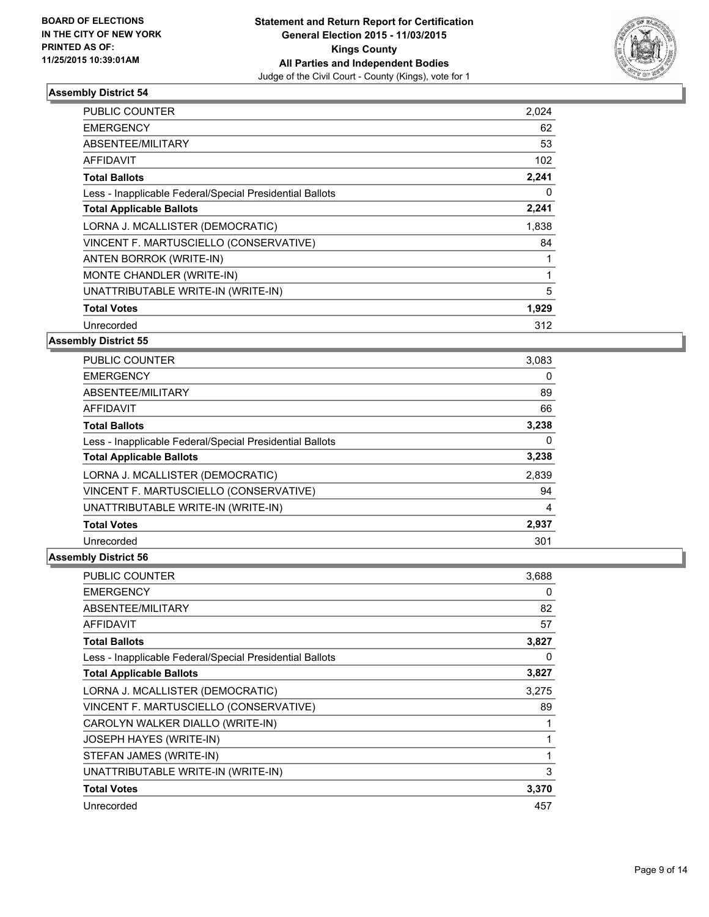**BOARD OF ELECTIONS IN THE CITY OF NEW YORK PRINTED AS OF: 11/25/2015 10:39:01AM**

**Statement and Return Report for Certification General Election 2015 - 11/03/2015 Kings County All Parties and Independent Bodies**
Judge of the Civil Court - County (Kings), vote for 1

### Assembly District 54

| | |
|---|---|
| PUBLIC COUNTER | 2,024 |
| EMERGENCY | 62 |
| ABSENTEE/MILITARY | 53 |
| AFFIDAVIT | 102 |
| **Total Ballots** | **2,241** |
| Less - Inapplicable Federal/Special Presidential Ballots | 0 |
| **Total Applicable Ballots** | **2,241** |
| LORNA J. MCALLISTER (DEMOCRATIC) | 1,838 |
| VINCENT F. MARTUSCIELLO (CONSERVATIVE) | 84 |
| ANTEN BORROK (WRITE-IN) | 1 |
| MONTE CHANDLER (WRITE-IN) | 1 |
| UNATTRIBUTABLE WRITE-IN (WRITE-IN) | 5 |
| **Total Votes** | **1,929** |
| Unrecorded | 312 |

### Assembly District 55

| | |
|---|---|
| PUBLIC COUNTER | 3,083 |
| EMERGENCY | 0 |
| ABSENTEE/MILITARY | 89 |
| AFFIDAVIT | 66 |
| **Total Ballots** | **3,238** |
| Less - Inapplicable Federal/Special Presidential Ballots | 0 |
| **Total Applicable Ballots** | **3,238** |
| LORNA J. MCALLISTER (DEMOCRATIC) | 2,839 |
| VINCENT F. MARTUSCIELLO (CONSERVATIVE) | 94 |
| UNATTRIBUTABLE WRITE-IN (WRITE-IN) | 4 |
| **Total Votes** | **2,937** |
| Unrecorded | 301 |

### Assembly District 56

| | |
|---|---|
| PUBLIC COUNTER | 3,688 |
| EMERGENCY | 0 |
| ABSENTEE/MILITARY | 82 |
| AFFIDAVIT | 57 |
| **Total Ballots** | **3,827** |
| Less - Inapplicable Federal/Special Presidential Ballots | 0 |
| **Total Applicable Ballots** | **3,827** |
| LORNA J. MCALLISTER (DEMOCRATIC) | 3,275 |
| VINCENT F. MARTUSCIELLO (CONSERVATIVE) | 89 |
| CAROLYN WALKER DIALLO (WRITE-IN) | 1 |
| JOSEPH HAYES (WRITE-IN) | 1 |
| STEFAN JAMES (WRITE-IN) | 1 |
| UNATTRIBUTABLE WRITE-IN (WRITE-IN) | 3 |
| **Total Votes** | **3,370** |
| Unrecorded | 457 |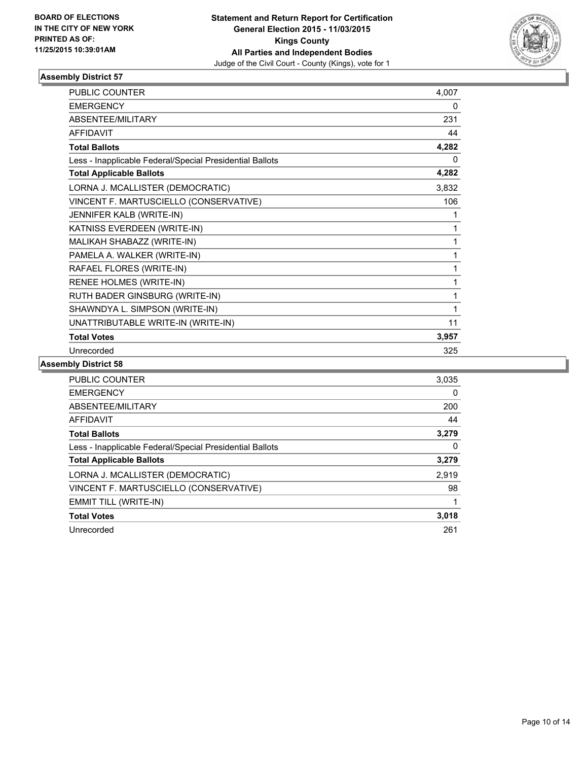**BOARD OF ELECTIONS IN THE CITY OF NEW YORK PRINTED AS OF: 11/25/2015 10:39:01AM**

**Statement and Return Report for Certification General Election 2015 - 11/03/2015 Kings County All Parties and Independent Bodies**
Judge of the Civil Court - County (Kings), vote for 1

## Assembly District 57

| | |
|---|---|
| PUBLIC COUNTER | 4,007 |
| EMERGENCY | 0 |
| ABSENTEE/MILITARY | 231 |
| AFFIDAVIT | 44 |
| **Total Ballots** | **4,282** |
| Less - Inapplicable Federal/Special Presidential Ballots | 0 |
| **Total Applicable Ballots** | **4,282** |
| LORNA J. MCALLISTER (DEMOCRATIC) | 3,832 |
| VINCENT F. MARTUSCIELLO (CONSERVATIVE) | 106 |
| JENNIFER KALB (WRITE-IN) | 1 |
| KATNISS EVERDEEN (WRITE-IN) | 1 |
| MALIKAH SHABAZZ (WRITE-IN) | 1 |
| PAMELA A. WALKER (WRITE-IN) | 1 |
| RAFAEL FLORES (WRITE-IN) | 1 |
| RENEE HOLMES (WRITE-IN) | 1 |
| RUTH BADER GINSBURG (WRITE-IN) | 1 |
| SHAWNDYA L. SIMPSON (WRITE-IN) | 1 |
| UNATTRIBUTABLE WRITE-IN (WRITE-IN) | 11 |
| **Total Votes** | **3,957** |
| Unrecorded | 325 |

## Assembly District 58

| | |
|---|---|
| PUBLIC COUNTER | 3,035 |
| EMERGENCY | 0 |
| ABSENTEE/MILITARY | 200 |
| AFFIDAVIT | 44 |
| **Total Ballots** | **3,279** |
| Less - Inapplicable Federal/Special Presidential Ballots | 0 |
| **Total Applicable Ballots** | **3,279** |
| LORNA J. MCALLISTER (DEMOCRATIC) | 2,919 |
| VINCENT F. MARTUSCIELLO (CONSERVATIVE) | 98 |
| EMMIT TILL (WRITE-IN) | 1 |
| **Total Votes** | **3,018** |
| Unrecorded | 261 |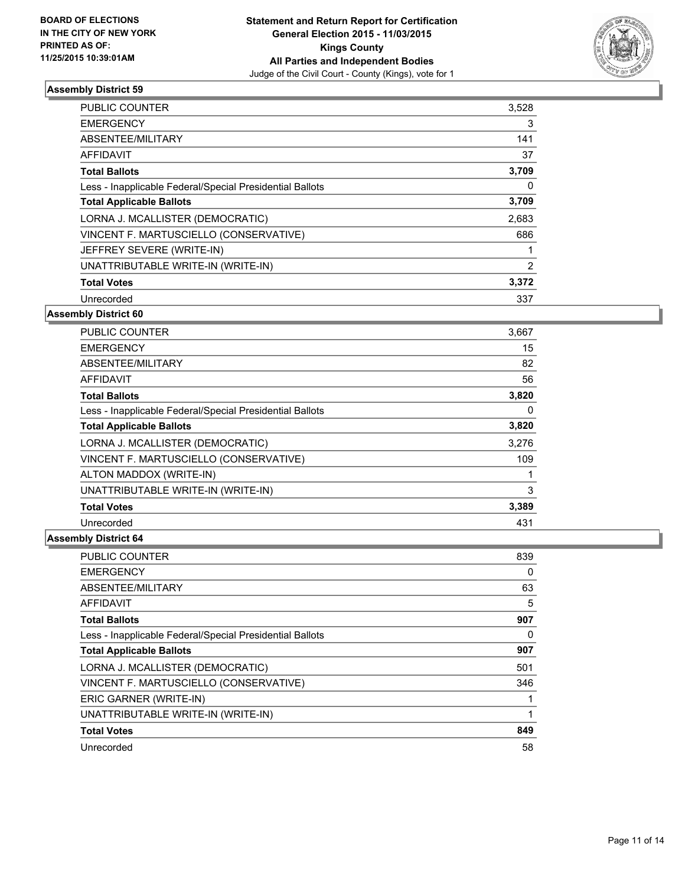BOARD OF ELECTIONS
IN THE CITY OF NEW YORK
PRINTED AS OF:
11/25/2015 10:39:01AM

**Statement and Return Report for Certification**
**General Election 2015 - 11/03/2015**
**Kings County**
**All Parties and Independent Bodies**
Judge of the Civil Court - County (Kings), vote for 1

### Assembly District 59

| | |
|---|---|
| PUBLIC COUNTER | 3,528 |
| EMERGENCY | 3 |
| ABSENTEE/MILITARY | 141 |
| AFFIDAVIT | 37 |
| **Total Ballots** | **3,709** |
| Less - Inapplicable Federal/Special Presidential Ballots | 0 |
| **Total Applicable Ballots** | **3,709** |
| LORNA J. MCALLISTER (DEMOCRATIC) | 2,683 |
| VINCENT F. MARTUSCIELLO (CONSERVATIVE) | 686 |
| JEFFREY SEVERE (WRITE-IN) | 1 |
| UNATTRIBUTABLE WRITE-IN (WRITE-IN) | 2 |
| **Total Votes** | **3,372** |
| Unrecorded | 337 |

### Assembly District 60

| | |
|---|---|
| PUBLIC COUNTER | 3,667 |
| EMERGENCY | 15 |
| ABSENTEE/MILITARY | 82 |
| AFFIDAVIT | 56 |
| **Total Ballots** | **3,820** |
| Less - Inapplicable Federal/Special Presidential Ballots | 0 |
| **Total Applicable Ballots** | **3,820** |
| LORNA J. MCALLISTER (DEMOCRATIC) | 3,276 |
| VINCENT F. MARTUSCIELLO (CONSERVATIVE) | 109 |
| ALTON MADDOX (WRITE-IN) | 1 |
| UNATTRIBUTABLE WRITE-IN (WRITE-IN) | 3 |
| **Total Votes** | **3,389** |
| Unrecorded | 431 |

### Assembly District 64

| | |
|---|---|
| PUBLIC COUNTER | 839 |
| EMERGENCY | 0 |
| ABSENTEE/MILITARY | 63 |
| AFFIDAVIT | 5 |
| **Total Ballots** | **907** |
| Less - Inapplicable Federal/Special Presidential Ballots | 0 |
| **Total Applicable Ballots** | **907** |
| LORNA J. MCALLISTER (DEMOCRATIC) | 501 |
| VINCENT F. MARTUSCIELLO (CONSERVATIVE) | 346 |
| ERIC GARNER (WRITE-IN) | 1 |
| UNATTRIBUTABLE WRITE-IN (WRITE-IN) | 1 |
| **Total Votes** | **849** |
| Unrecorded | 58 |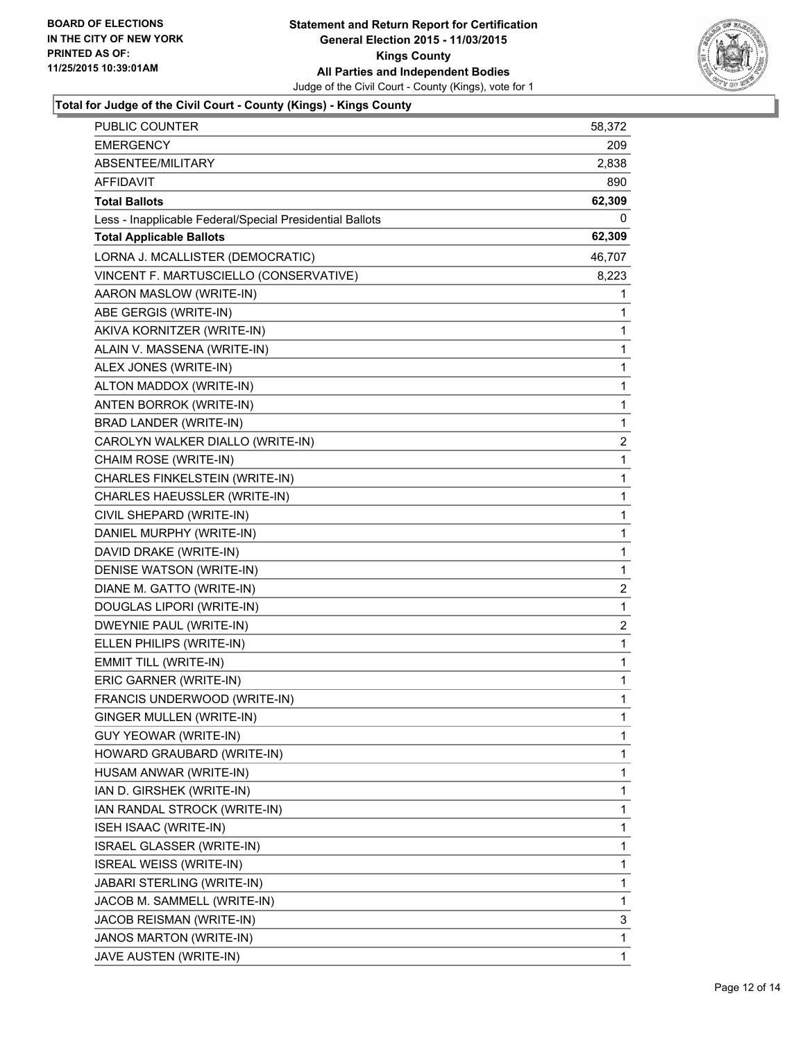**BOARD OF ELECTIONS IN THE CITY OF NEW YORK PRINTED AS OF: 11/25/2015 10:39:01AM**

**Statement and Return Report for Certification General Election 2015 - 11/03/2015 Kings County All Parties and Independent Bodies**

Judge of the Civil Court - County (Kings), vote for 1

### Total for Judge of the Civil Court - County (Kings) - Kings County

| | |
|---|---|
| PUBLIC COUNTER | 58,372 |
| EMERGENCY | 209 |
| ABSENTEE/MILITARY | 2,838 |
| AFFIDAVIT | 890 |
| **Total Ballots** | **62,309** |
| Less - Inapplicable Federal/Special Presidential Ballots | 0 |
| **Total Applicable Ballots** | **62,309** |
| LORNA J. MCALLISTER (DEMOCRATIC) | 46,707 |
| VINCENT F. MARTUSCIELLO (CONSERVATIVE) | 8,223 |
| AARON MASLOW (WRITE-IN) | 1 |
| ABE GERGIS (WRITE-IN) | 1 |
| AKIVA KORNITZER (WRITE-IN) | 1 |
| ALAIN V. MASSENA (WRITE-IN) | 1 |
| ALEX JONES (WRITE-IN) | 1 |
| ALTON MADDOX (WRITE-IN) | 1 |
| ANTEN BORROK (WRITE-IN) | 1 |
| BRAD LANDER (WRITE-IN) | 1 |
| CAROLYN WALKER DIALLO (WRITE-IN) | 2 |
| CHAIM ROSE (WRITE-IN) | 1 |
| CHARLES FINKELSTEIN (WRITE-IN) | 1 |
| CHARLES HAEUSSLER (WRITE-IN) | 1 |
| CIVIL SHEPARD (WRITE-IN) | 1 |
| DANIEL MURPHY (WRITE-IN) | 1 |
| DAVID DRAKE (WRITE-IN) | 1 |
| DENISE WATSON (WRITE-IN) | 1 |
| DIANE M. GATTO (WRITE-IN) | 2 |
| DOUGLAS LIPORI (WRITE-IN) | 1 |
| DWEYNIE PAUL (WRITE-IN) | 2 |
| ELLEN PHILIPS (WRITE-IN) | 1 |
| EMMIT TILL (WRITE-IN) | 1 |
| ERIC GARNER (WRITE-IN) | 1 |
| FRANCIS UNDERWOOD (WRITE-IN) | 1 |
| GINGER MULLEN (WRITE-IN) | 1 |
| GUY YEOWAR (WRITE-IN) | 1 |
| HOWARD GRAUBARD (WRITE-IN) | 1 |
| HUSAM ANWAR (WRITE-IN) | 1 |
| IAN D. GIRSHEK (WRITE-IN) | 1 |
| IAN RANDAL STROCK (WRITE-IN) | 1 |
| ISEH ISAAC (WRITE-IN) | 1 |
| ISRAEL GLASSER (WRITE-IN) | 1 |
| ISREAL WEISS (WRITE-IN) | 1 |
| JABARI STERLING (WRITE-IN) | 1 |
| JACOB M. SAMMELL (WRITE-IN) | 1 |
| JACOB REISMAN (WRITE-IN) | 3 |
| JANOS MARTON (WRITE-IN) | 1 |
| JAVE AUSTEN (WRITE-IN) | 1 |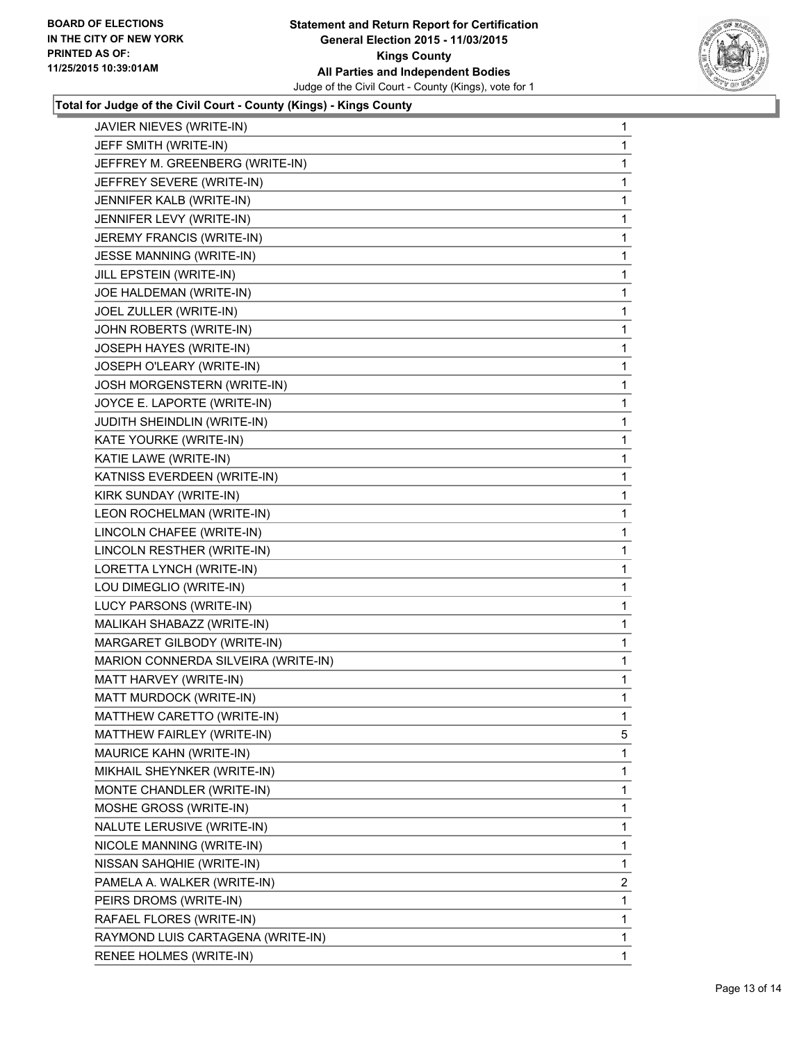**BOARD OF ELECTIONS IN THE CITY OF NEW YORK PRINTED AS OF: 11/25/2015 10:39:01AM**

**Statement and Return Report for Certification General Election 2015 - 11/03/2015 Kings County All Parties and Independent Bodies**

Judge of the Civil Court - County (Kings), vote for 1

**Total for Judge of the Civil Court - County (Kings) - Kings County**

| | |
|---|---|
| JAVIER NIEVES (WRITE-IN) | 1 |
| JEFF SMITH (WRITE-IN) | 1 |
| JEFFREY M. GREENBERG (WRITE-IN) | 1 |
| JEFFREY SEVERE (WRITE-IN) | 1 |
| JENNIFER KALB (WRITE-IN) | 1 |
| JENNIFER LEVY (WRITE-IN) | 1 |
| JEREMY FRANCIS (WRITE-IN) | 1 |
| JESSE MANNING (WRITE-IN) | 1 |
| JILL EPSTEIN (WRITE-IN) | 1 |
| JOE HALDEMAN (WRITE-IN) | 1 |
| JOEL ZULLER (WRITE-IN) | 1 |
| JOHN ROBERTS (WRITE-IN) | 1 |
| JOSEPH HAYES (WRITE-IN) | 1 |
| JOSEPH O'LEARY (WRITE-IN) | 1 |
| JOSH MORGENSTERN (WRITE-IN) | 1 |
| JOYCE E. LAPORTE (WRITE-IN) | 1 |
| JUDITH SHEINDLIN (WRITE-IN) | 1 |
| KATE YOURKE (WRITE-IN) | 1 |
| KATIE LAWE (WRITE-IN) | 1 |
| KATNISS EVERDEEN (WRITE-IN) | 1 |
| KIRK SUNDAY (WRITE-IN) | 1 |
| LEON ROCHELMAN (WRITE-IN) | 1 |
| LINCOLN CHAFEE (WRITE-IN) | 1 |
| LINCOLN RESTHER (WRITE-IN) | 1 |
| LORETTA LYNCH (WRITE-IN) | 1 |
| LOU DIMEGLIO (WRITE-IN) | 1 |
| LUCY PARSONS (WRITE-IN) | 1 |
| MALIKAH SHABAZZ (WRITE-IN) | 1 |
| MARGARET GILBODY (WRITE-IN) | 1 |
| MARION CONNERDA SILVEIRA (WRITE-IN) | 1 |
| MATT HARVEY (WRITE-IN) | 1 |
| MATT MURDOCK (WRITE-IN) | 1 |
| MATTHEW CARETTO (WRITE-IN) | 1 |
| MATTHEW FAIRLEY (WRITE-IN) | 5 |
| MAURICE KAHN (WRITE-IN) | 1 |
| MIKHAIL SHEYNKER (WRITE-IN) | 1 |
| MONTE CHANDLER (WRITE-IN) | 1 |
| MOSHE GROSS (WRITE-IN) | 1 |
| NALUTE LERUSIVE (WRITE-IN) | 1 |
| NICOLE MANNING (WRITE-IN) | 1 |
| NISSAN SAHQHIE (WRITE-IN) | 1 |
| PAMELA A. WALKER (WRITE-IN) | 2 |
| PEIRS DROMS (WRITE-IN) | 1 |
| RAFAEL FLORES (WRITE-IN) | 1 |
| RAYMOND LUIS CARTAGENA (WRITE-IN) | 1 |
| RENEE HOLMES (WRITE-IN) | 1 |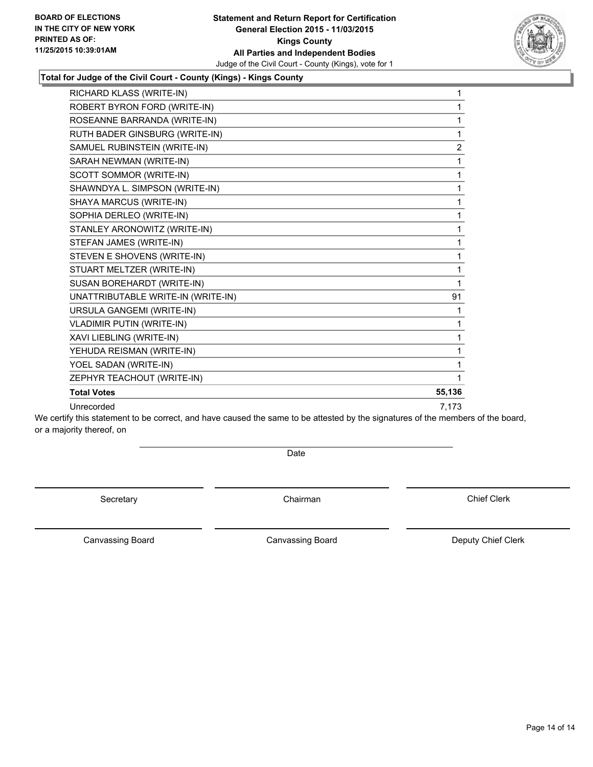**BOARD OF ELECTIONS IN THE CITY OF NEW YORK PRINTED AS OF: 11/25/2015 10:39:01AM**

**Statement and Return Report for Certification General Election 2015 - 11/03/2015 Kings County All Parties and Independent Bodies**

Judge of the Civil Court - County (Kings), vote for 1

**Total for Judge of the Civil Court - County (Kings) - Kings County**

| | |
|---|---|
| RICHARD KLASS (WRITE-IN) | 1 |
| ROBERT BYRON FORD (WRITE-IN) | 1 |
| ROSEANNE BARRANDA (WRITE-IN) | 1 |
| RUTH BADER GINSBURG (WRITE-IN) | 1 |
| SAMUEL RUBINSTEIN (WRITE-IN) | 2 |
| SARAH NEWMAN (WRITE-IN) | 1 |
| SCOTT SOMMOR (WRITE-IN) | 1 |
| SHAWNDYA L. SIMPSON (WRITE-IN) | 1 |
| SHAYA MARCUS (WRITE-IN) | 1 |
| SOPHIA DERLEO (WRITE-IN) | 1 |
| STANLEY ARONOWITZ (WRITE-IN) | 1 |
| STEFAN JAMES (WRITE-IN) | 1 |
| STEVEN E SHOVENS (WRITE-IN) | 1 |
| STUART MELTZER (WRITE-IN) | 1 |
| SUSAN BOREHARDT (WRITE-IN) | 1 |
| UNATTRIBUTABLE WRITE-IN (WRITE-IN) | 91 |
| URSULA GANGEMI (WRITE-IN) | 1 |
| VLADIMIR PUTIN (WRITE-IN) | 1 |
| XAVI LIEBLING (WRITE-IN) | 1 |
| YEHUDA REISMAN (WRITE-IN) | 1 |
| YOEL SADAN (WRITE-IN) | 1 |
| ZEPHYR TEACHOUT (WRITE-IN) | 1 |
| **Total Votes** | **55,136** |
| Unrecorded | 7,173 |

We certify this statement to be correct, and have caused the same to be attested by the signatures of the members of the board, or a majority thereof, on

Date

Secretary

Chairman

Chief Clerk

Canvassing Board

Canvassing Board

Deputy Chief Clerk